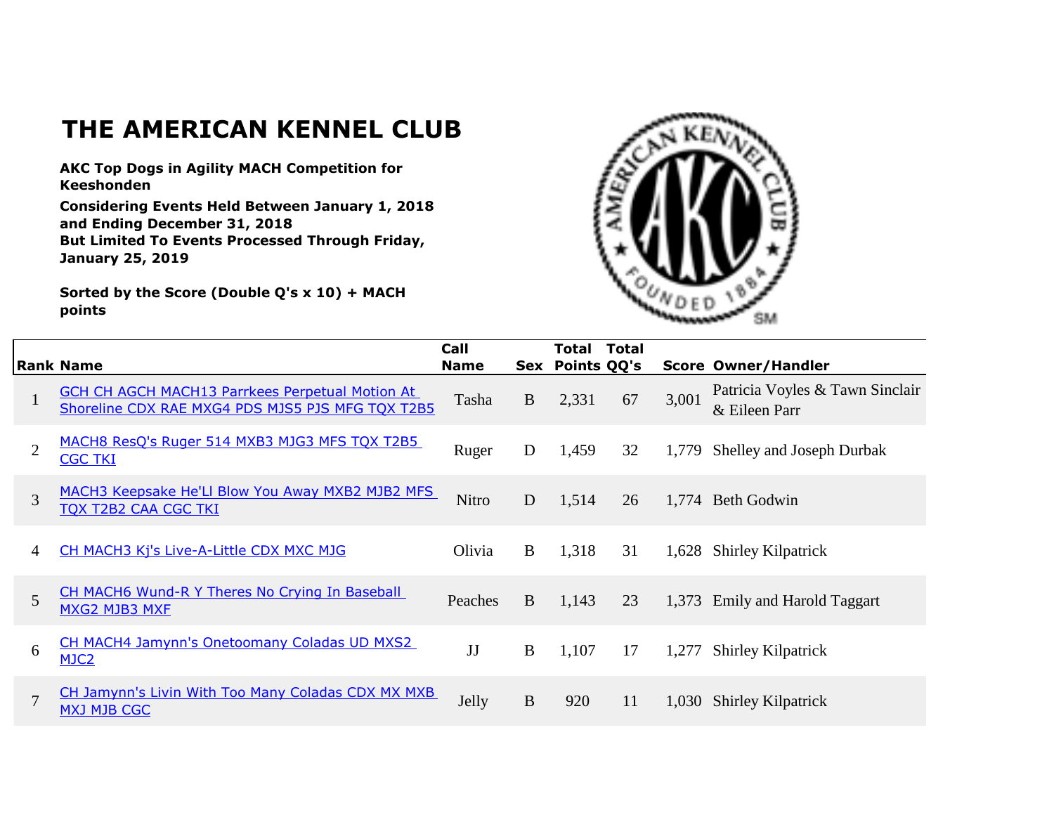# THE AMERICAN KENNEL CLUB

**AKC Top Dogs in Agility MACH Competition for Keeshonden**

**Considering Events Held Between January 1, 2018 and Ending December 31, 2018**
**But Limited To Events Processed Through Friday, January 25, 2019**

**Sorted by the Score (Double Q's x 10) + MACH points**

| Rank | Name | Call Name | Sex | Total Points | Total QQ's | Score | Owner/Handler |
|---|---|---|---|---|---|---|---|
| 1 | GCH CH AGCH MACH13 Parrkees Perpetual Motion At Shoreline CDX RAE MXG4 PDS MJS5 PJS MFG TQX T2B5 | Tasha | B | 2,331 | 67 | 3,001 | Patricia Voyles & Tawn Sinclair & Eileen Parr |
| 2 | MACH8 ResQ's Ruger 514 MXB3 MJG3 MFS TQX T2B5 CGC TKI | Ruger | D | 1,459 | 32 | 1,779 | Shelley and Joseph Durbak |
| 3 | MACH3 Keepsake He'Ll Blow You Away MXB2 MJB2 MFS TQX T2B2 CAA CGC TKI | Nitro | D | 1,514 | 26 | 1,774 | Beth Godwin |
| 4 | CH MACH3 Kj's Live-A-Little CDX MXC MJG | Olivia | B | 1,318 | 31 | 1,628 | Shirley Kilpatrick |
| 5 | CH MACH6 Wund-R Y Theres No Crying In Baseball MXG2 MJB3 MXF | Peaches | B | 1,143 | 23 | 1,373 | Emily and Harold Taggart |
| 6 | CH MACH4 Jamynn's Onetoomany Coladas UD MXS2 MJC2 | JJ | B | 1,107 | 17 | 1,277 | Shirley Kilpatrick |
| 7 | CH Jamynn's Livin With Too Many Coladas CDX MX MXB MXJ MJB CGC | Jelly | B | 920 | 11 | 1,030 | Shirley Kilpatrick |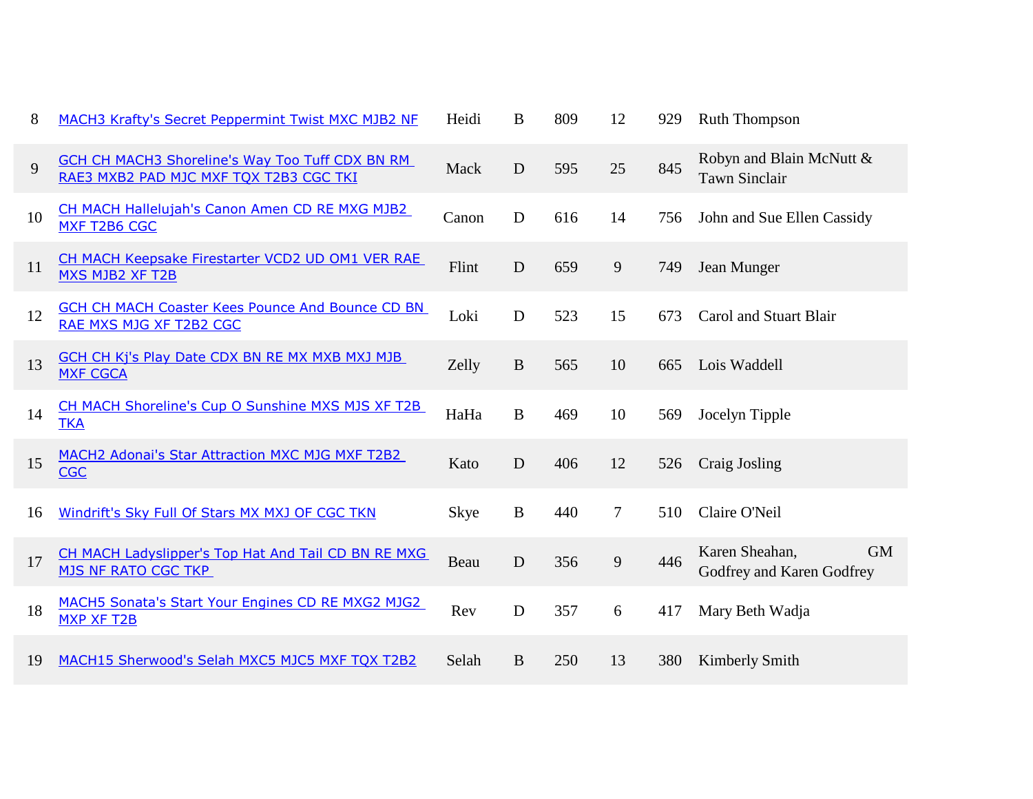| | | | | | | | |
|---|---|---|---|---|---|---|---|
| 8 | MACH3 Krafty's Secret Peppermint Twist MXC MJB2 NF | Heidi | B | 809 | 12 | 929 | Ruth Thompson |
| 9 | GCH CH MACH3 Shoreline's Way Too Tuff CDX BN RM RAE3 MXB2 PAD MJC MXF TQX T2B3 CGC TKI | Mack | D | 595 | 25 | 845 | Robyn and Blain McNutt & Tawn Sinclair |
| 10 | CH MACH Hallelujah's Canon Amen CD RE MXG MJB2 MXF T2B6 CGC | Canon | D | 616 | 14 | 756 | John and Sue Ellen Cassidy |
| 11 | CH MACH Keepsake Firestarter VCD2 UD OM1 VER RAE MXS MJB2 XF T2B | Flint | D | 659 | 9 | 749 | Jean Munger |
| 12 | GCH CH MACH Coaster Kees Pounce And Bounce CD BN RAE MXS MJG XF T2B2 CGC | Loki | D | 523 | 15 | 673 | Carol and Stuart Blair |
| 13 | GCH CH Kj's Play Date CDX BN RE MX MXB MXJ MJB MXF CGCA | Zelly | B | 565 | 10 | 665 | Lois Waddell |
| 14 | CH MACH Shoreline's Cup O Sunshine MXS MJS XF T2B TKA | HaHa | B | 469 | 10 | 569 | Jocelyn Tipple |
| 15 | MACH2 Adonai's Star Attraction MXC MJG MXF T2B2 CGC | Kato | D | 406 | 12 | 526 | Craig Josling |
| 16 | Windrift's Sky Full Of Stars MX MXJ OF CGC TKN | Skye | B | 440 | 7 | 510 | Claire O'Neil |
| 17 | CH MACH Ladyslipper's Top Hat And Tail CD BN RE MXG MJS NF RATO CGC TKP | Beau | D | 356 | 9 | 446 | Karen Sheahan, GM Godfrey and Karen Godfrey |
| 18 | MACH5 Sonata's Start Your Engines CD RE MXG2 MJG2 MXP XF T2B | Rev | D | 357 | 6 | 417 | Mary Beth Wadja |
| 19 | MACH15 Sherwood's Selah MXC5 MJC5 MXF TQX T2B2 | Selah | B | 250 | 13 | 380 | Kimberly Smith |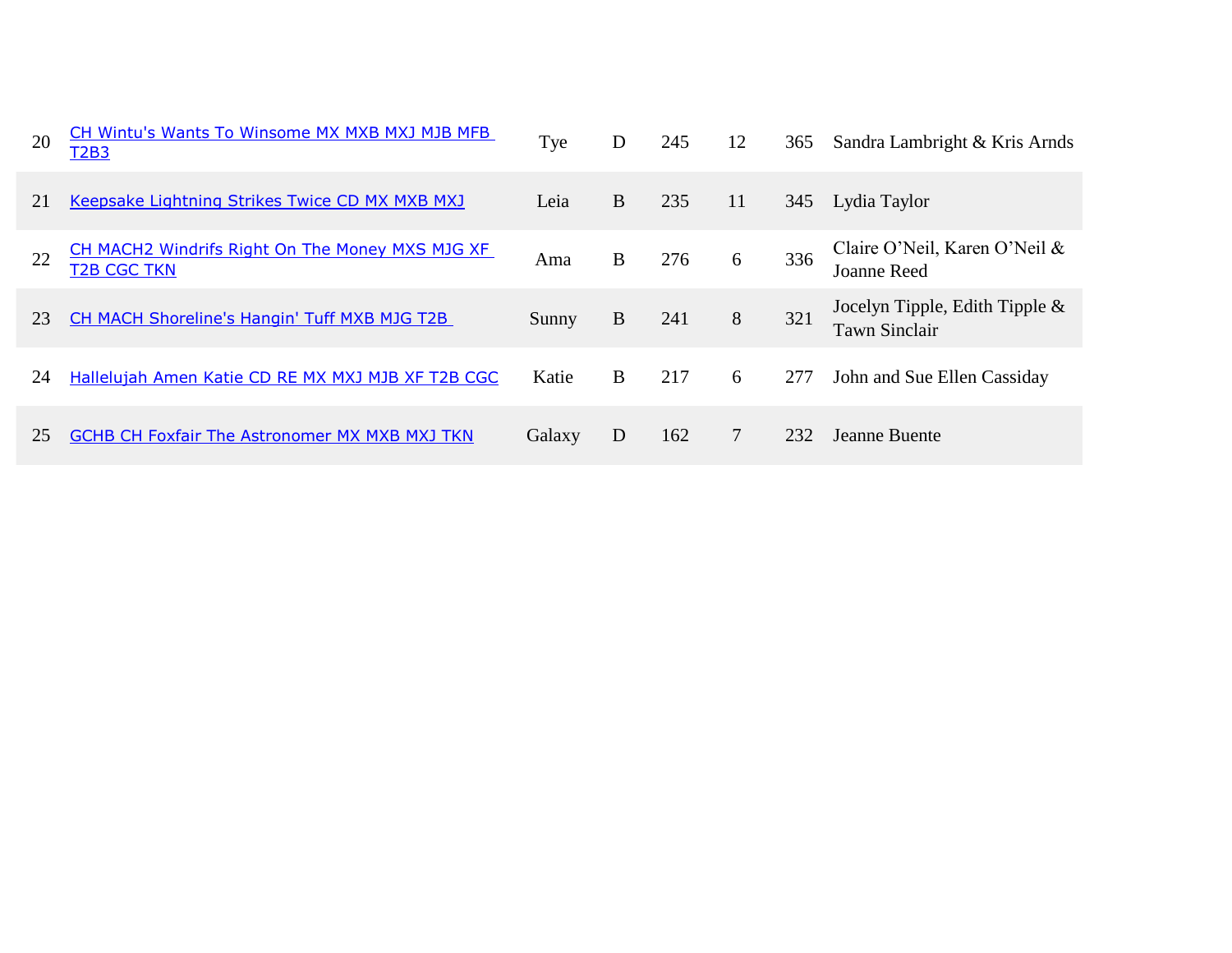| | | | | | | | |
|---|---|---|---|---|---|---|---|
| 20 | CH Wintu's Wants To Winsome MX MXB MXJ MJB MFB T2B3 | Tye | D | 245 | 12 | 365 | Sandra Lambright & Kris Arnds |
| 21 | Keepsake Lightning Strikes Twice CD MX MXB MXJ | Leia | B | 235 | 11 | 345 | Lydia Taylor |
| 22 | CH MACH2 Windrifs Right On The Money MXS MJG XF T2B CGC TKN | Ama | B | 276 | 6 | 336 | Claire O'Neil, Karen O'Neil & Joanne Reed |
| 23 | CH MACH Shoreline's Hangin' Tuff MXB MJG T2B | Sunny | B | 241 | 8 | 321 | Jocelyn Tipple, Edith Tipple & Tawn Sinclair |
| 24 | Hallelujah Amen Katie CD RE MX MXJ MJB XF T2B CGC | Katie | B | 217 | 6 | 277 | John and Sue Ellen Cassiday |
| 25 | GCHB CH Foxfair The Astronomer MX MXB MXJ TKN | Galaxy | D | 162 | 7 | 232 | Jeanne Buente |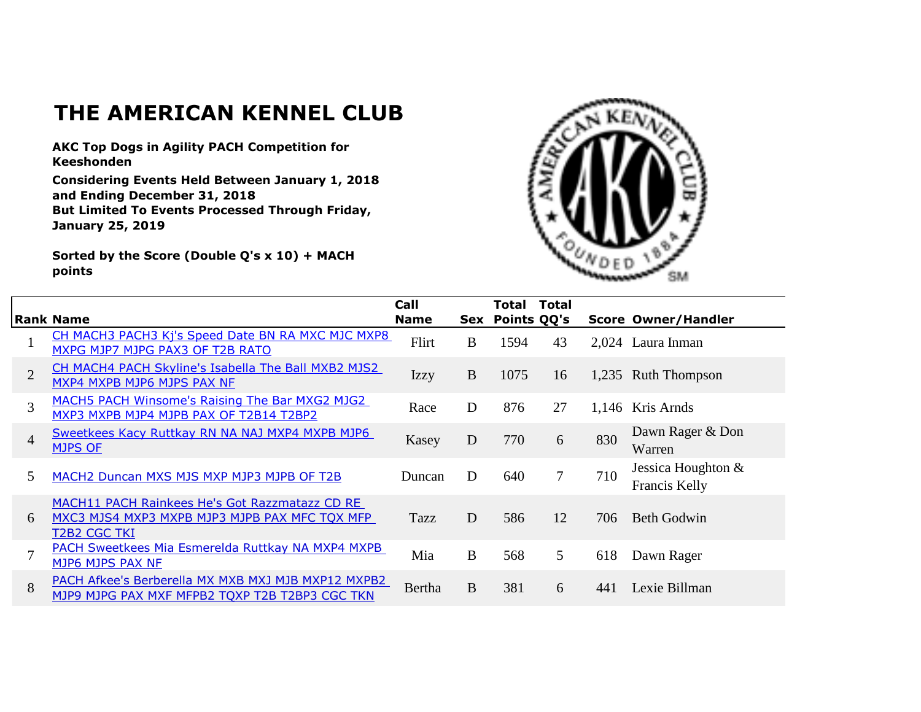# THE AMERICAN KENNEL CLUB

**AKC Top Dogs in Agility PACH Competition for Keeshonden**

**Considering Events Held Between January 1, 2018 and Ending December 31, 2018**
**But Limited To Events Processed Through Friday, January 25, 2019**

**Sorted by the Score (Double Q's x 10) + MACH points**

| Rank | Name | Call Name | Sex | Total Points | Total QQ's | Score | Owner/Handler |
|---|---|---|---|---|---|---|---|
| 1 | CH MACH3 PACH3 Kj's Speed Date BN RA MXC MJC MXP8 MXPG MJP7 MJPG PAX3 OF T2B RATO | Flirt | B | 1594 | 43 | 2,024 | Laura Inman |
| 2 | CH MACH4 PACH Skyline's Isabella The Ball MXB2 MJS2 MXP4 MXPB MJP6 MJPS PAX NF | Izzy | B | 1075 | 16 | 1,235 | Ruth Thompson |
| 3 | MACH5 PACH Winsome's Raising The Bar MXG2 MJG2 MXP3 MXPB MJP4 MJPB PAX OF T2B14 T2BP2 | Race | D | 876 | 27 | 1,146 | Kris Arnds |
| 4 | Sweetkees Kacy Ruttkay RN NA NAJ MXP4 MXPB MJP6 MJPS OF | Kasey | D | 770 | 6 | 830 | Dawn Rager & Don Warren |
| 5 | MACH2 Duncan MXS MJS MXP MJP3 MJPB OF T2B | Duncan | D | 640 | 7 | 710 | Jessica Houghton & Francis Kelly |
| 6 | MACH11 PACH Rainkees He's Got Razzmatazz CD RE MXC3 MJS4 MXP3 MXPB MJP3 MJPB PAX MFC TQX MFP T2B2 CGC TKI | Tazz | D | 586 | 12 | 706 | Beth Godwin |
| 7 | PACH Sweetkees Mia Esmerelda Ruttkay NA MXP4 MXPB MJP6 MJPS PAX NF | Mia | B | 568 | 5 | 618 | Dawn Rager |
| 8 | PACH Afkee's Berberella MX MXB MXJ MJB MXP12 MXPB2 MJP9 MJPG PAX MXF MFPB2 TQXP T2B T2BP3 CGC TKN | Bertha | B | 381 | 6 | 441 | Lexie Billman |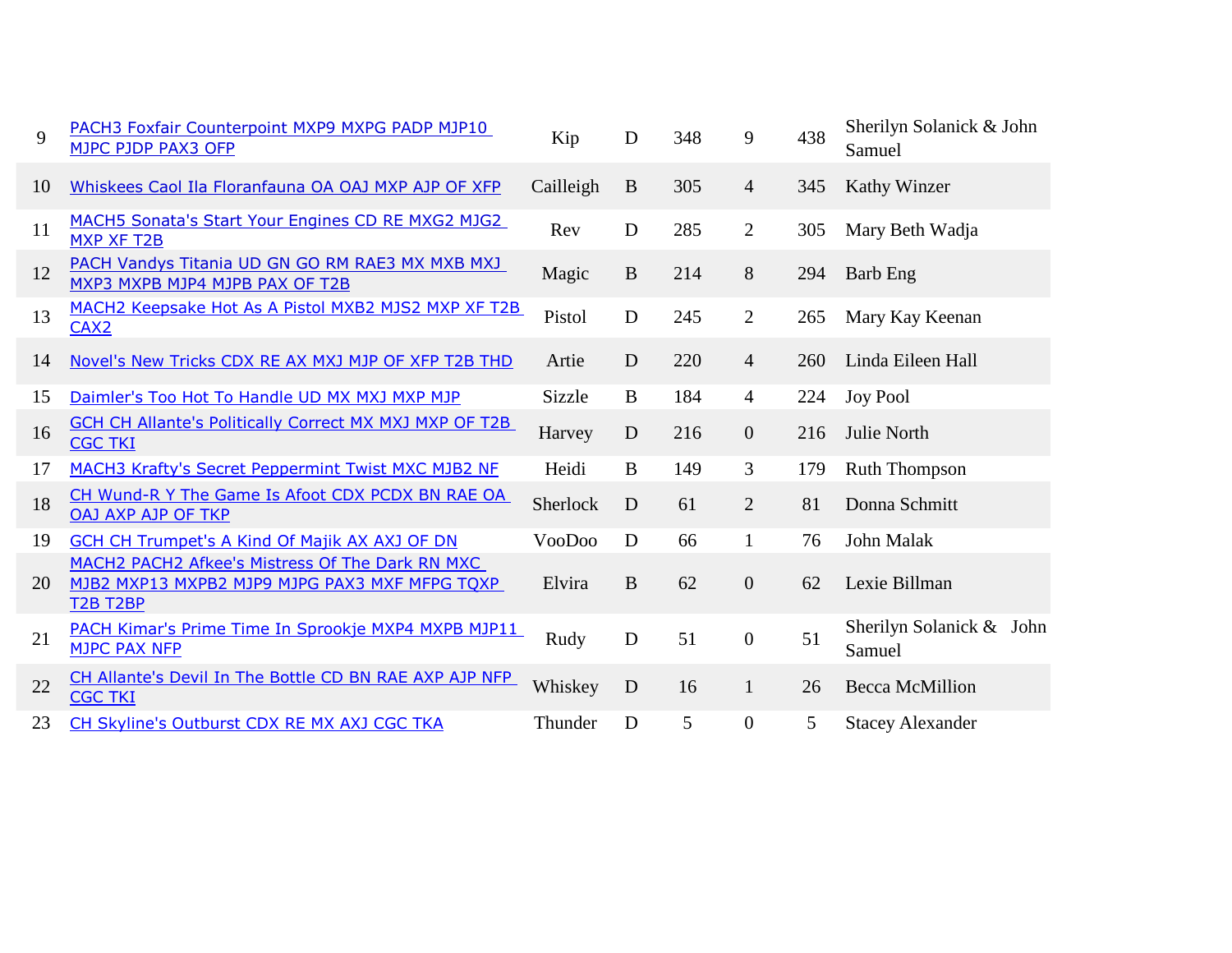| | | | | | | | |
|---|---|---|---|---|---|---|---|
| 9 | PACH3 Foxfair Counterpoint MXP9 MXPG PADP MJP10 MJPC PJDP PAX3 OFP | Kip | D | 348 | 9 | 438 | Sherilyn Solanick & John Samuel |
| 10 | Whiskees Caol Ila Floranfauna OA OAJ MXP AJP OF XFP | Cailleigh | B | 305 | 4 | 345 | Kathy Winzer |
| 11 | MACH5 Sonata's Start Your Engines CD RE MXG2 MJG2 MXP XF T2B | Rev | D | 285 | 2 | 305 | Mary Beth Wadja |
| 12 | PACH Vandys Titania UD GN GO RM RAE3 MX MXB MXJ MXP3 MXPB MJP4 MJPB PAX OF T2B | Magic | B | 214 | 8 | 294 | Barb Eng |
| 13 | MACH2 Keepsake Hot As A Pistol MXB2 MJS2 MXP XF T2B CAX2 | Pistol | D | 245 | 2 | 265 | Mary Kay Keenan |
| 14 | Novel's New Tricks CDX RE AX MXJ MJP OF XFP T2B THD | Artie | D | 220 | 4 | 260 | Linda Eileen Hall |
| 15 | Daimler's Too Hot To Handle UD MX MXJ MXP MJP | Sizzle | B | 184 | 4 | 224 | Joy Pool |
| 16 | GCH CH Allante's Politically Correct MX MXJ MXP OF T2B CGC TKI | Harvey | D | 216 | 0 | 216 | Julie North |
| 17 | MACH3 Krafty's Secret Peppermint Twist MXC MJB2 NF | Heidi | B | 149 | 3 | 179 | Ruth Thompson |
| 18 | CH Wund-R Y The Game Is Afoot CDX PCDX BN RAE OA OAJ AXP AJP OF TKP | Sherlock | D | 61 | 2 | 81 | Donna Schmitt |
| 19 | GCH CH Trumpet's A Kind Of Majik AX AXJ OF DN | VooDoo | D | 66 | 1 | 76 | John Malak |
| 20 | MACH2 PACH2 Afkee's Mistress Of The Dark RN MXC MJB2 MXP13 MXPB2 MJP9 MJPG PAX3 MXF MFPG TQXP T2B T2BP | Elvira | B | 62 | 0 | 62 | Lexie Billman |
| 21 | PACH Kimar's Prime Time In Sprookje MXP4 MXPB MJP11 MJPC PAX NFP | Rudy | D | 51 | 0 | 51 | Sherilyn Solanick & John Samuel |
| 22 | CH Allante's Devil In The Bottle CD BN RAE AXP AJP NFP CGC TKI | Whiskey | D | 16 | 1 | 26 | Becca McMillion |
| 23 | CH Skyline's Outburst CDX RE MX AXJ CGC TKA | Thunder | D | 5 | 0 | 5 | Stacey Alexander |